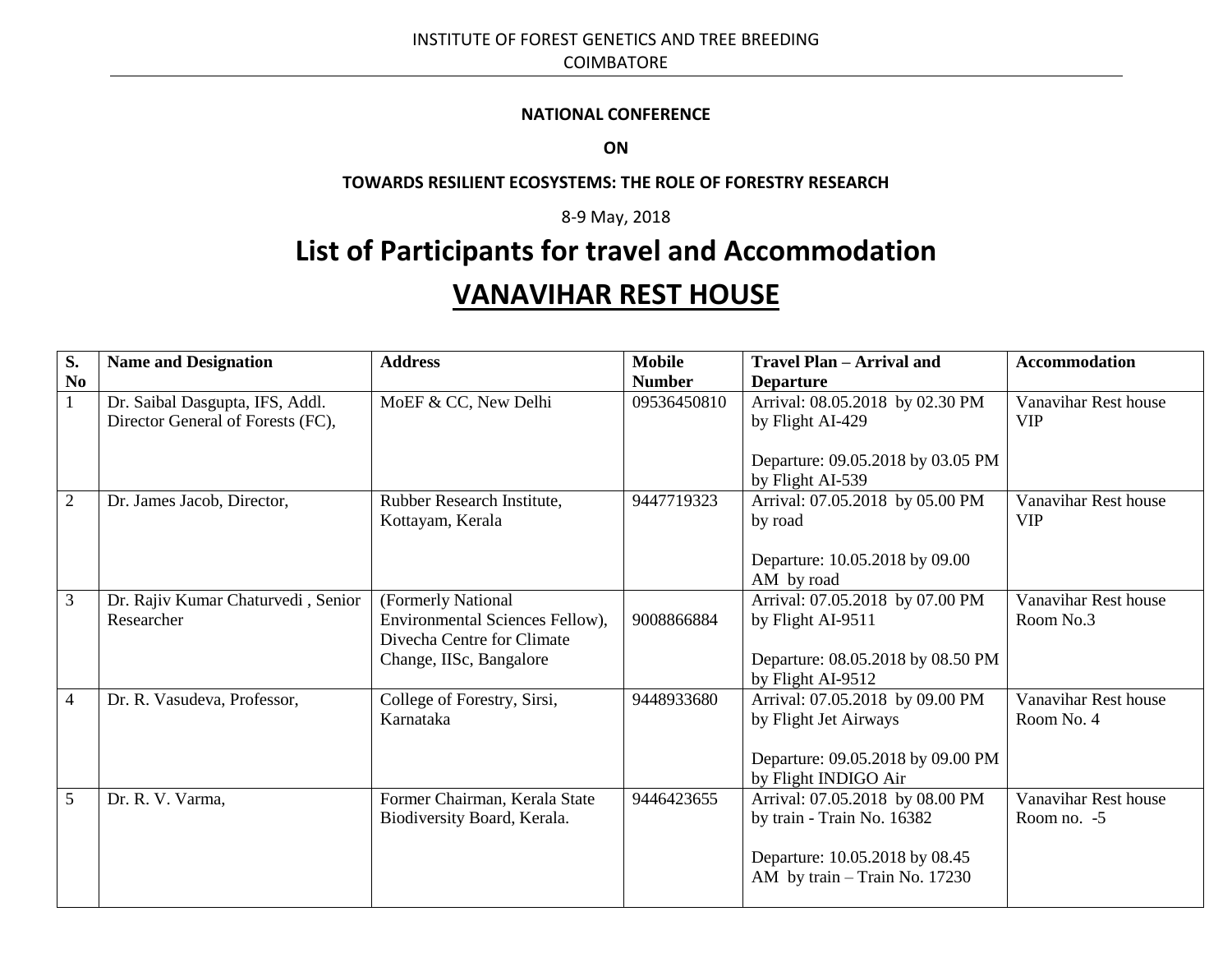INSTITUTE OF FOREST GENETICS AND TREE BREEDING

COIMBATORE

**NATIONAL CONFERENCE**

**ON**

**TOWARDS RESILIENT ECOSYSTEMS: THE ROLE OF FORESTRY RESEARCH**

8-9 May, 2018

# List of Participants for travel and Accommodation

# VANAVIHAR REST HOUSE

| S. No | Name and Designation | Address | Mobile Number | Travel Plan – Arrival and Departure | Accommodation |
|---|---|---|---|---|---|
| 1 | Dr. Saibal Dasgupta, IFS, Addl. Director General of Forests (FC), | MoEF & CC, New Delhi | 09536450810 | Arrival: 08.05.2018 by 02.30 PM by Flight AI-429<br><br>Departure: 09.05.2018 by 03.05 PM by Flight AI-539 | Vanavihar Rest house VIP |
| 2 | Dr. James Jacob, Director, | Rubber Research Institute, Kottayam, Kerala | 9447719323 | Arrival: 07.05.2018 by 05.00 PM by road<br><br>Departure: 10.05.2018 by 09.00 AM by road | Vanavihar Rest house VIP |
| 3 | Dr. Rajiv Kumar Chaturvedi , Senior Researcher | (Formerly National Environmental Sciences Fellow), Divecha Centre for Climate Change, IISc, Bangalore | 9008866884 | Arrival: 07.05.2018 by 07.00 PM by Flight AI-9511<br><br>Departure: 08.05.2018 by 08.50 PM by Flight AI-9512 | Vanavihar Rest house Room No.3 |
| 4 | Dr. R. Vasudeva, Professor, | College of Forestry, Sirsi, Karnataka | 9448933680 | Arrival: 07.05.2018 by 09.00 PM by Flight Jet Airways<br><br>Departure: 09.05.2018 by 09.00 PM by Flight INDIGO Air | Vanavihar Rest house Room No. 4 |
| 5 | Dr. R. V. Varma, | Former Chairman, Kerala State Biodiversity Board, Kerala. | 9446423655 | Arrival: 07.05.2018 by 08.00 PM by train - Train No. 16382<br><br>Departure: 10.05.2018 by 08.45 AM by train – Train No. 17230 | Vanavihar Rest house Room no. -5 |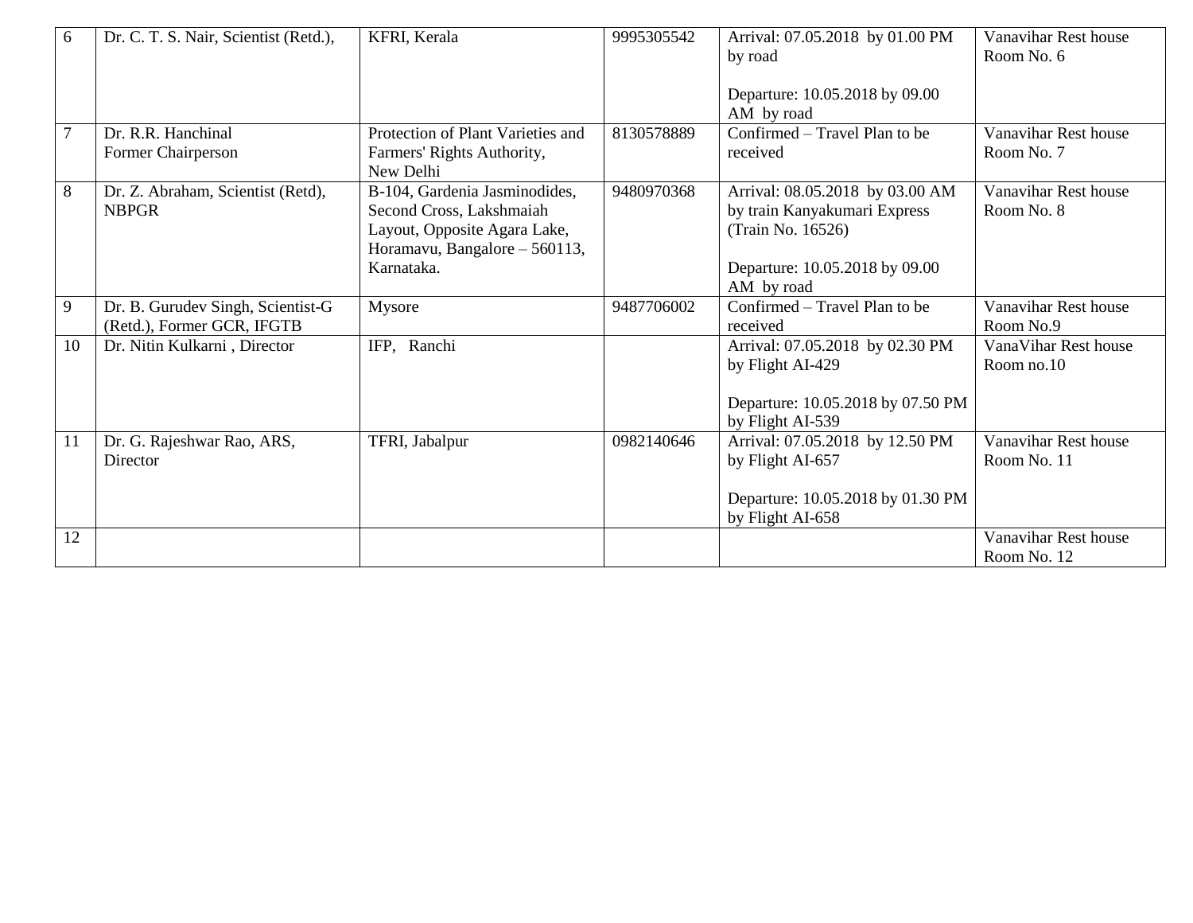| 6 | Dr. C. T. S. Nair, Scientist (Retd.), | KFRI, Kerala | 9995305542 | Arrival: 07.05.2018 by 01.00 PM by road<br><br>Departure: 10.05.2018 by 09.00 AM by road | Vanavihar Rest house Room No. 6 |
|---|---|---|---|---|---|
| 7 | Dr. R.R. Hanchinal<br>Former Chairperson | Protection of Plant Varieties and Farmers' Rights Authority, New Delhi | 8130578889 | Confirmed – Travel Plan to be received | Vanavihar Rest house Room No. 7 |
| 8 | Dr. Z. Abraham, Scientist (Retd), NBPGR | B-104, Gardenia Jasminodides, Second Cross, Lakshmaiah Layout, Opposite Agara Lake, Horamavu, Bangalore – 560113, Karnataka. | 9480970368 | Arrival: 08.05.2018 by 03.00 AM by train Kanyakumari Express (Train No. 16526)<br><br>Departure: 10.05.2018 by 09.00 AM by road | Vanavihar Rest house Room No. 8 |
| 9 | Dr. B. Gurudev Singh, Scientist-G (Retd.), Former GCR, IFGTB | Mysore | 9487706002 | Confirmed – Travel Plan to be received | Vanavihar Rest house Room No.9 |
| 10 | Dr. Nitin Kulkarni , Director | IFP, Ranchi | | Arrival: 07.05.2018 by 02.30 PM by Flight AI-429<br><br>Departure: 10.05.2018 by 07.50 PM by Flight AI-539 | VanaVihar Rest house Room no.10 |
| 11 | Dr. G. Rajeshwar Rao, ARS, Director | TFRI, Jabalpur | 0982140646 | Arrival: 07.05.2018 by 12.50 PM by Flight AI-657<br><br>Departure: 10.05.2018 by 01.30 PM by Flight AI-658 | Vanavihar Rest house Room No. 11 |
| 12 | | | | | Vanavihar Rest house Room No. 12 |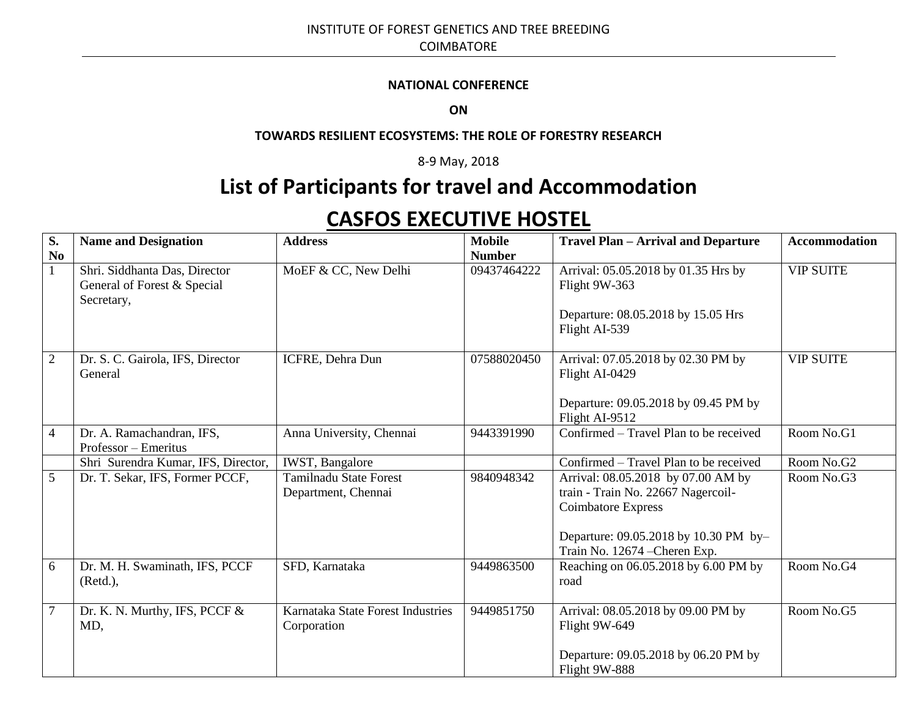INSTITUTE OF FOREST GENETICS AND TREE BREEDING

COIMBATORE

**NATIONAL CONFERENCE**

**ON**

**TOWARDS RESILIENT ECOSYSTEMS: THE ROLE OF FORESTRY RESEARCH**

8-9 May, 2018

# List of Participants for travel and Accommodation

# CASFOS EXECUTIVE HOSTEL

| S. No | Name and Designation | Address | Mobile Number | Travel Plan – Arrival and Departure | Accommodation |
|---|---|---|---|---|---|
| 1 | Shri. Siddhanta Das, Director General of Forest & Special Secretary, | MoEF & CC, New Delhi | 09437464222 | Arrival: 05.05.2018 by 01.35 Hrs by Flight 9W-363<br><br>Departure: 08.05.2018 by 15.05 Hrs Flight AI-539 | VIP SUITE |
| 2 | Dr. S. C. Gairola, IFS, Director General | ICFRE, Dehra Dun | 07588020450 | Arrival: 07.05.2018 by 02.30 PM by Flight AI-0429<br><br>Departure: 09.05.2018 by 09.45 PM by Flight AI-9512 | VIP SUITE |
| 4 | Dr. A. Ramachandran, IFS, Professor – Emeritus | Anna University, Chennai | 9443391990 | Confirmed – Travel Plan to be received | Room No.G1 |
| | Shri Surendra Kumar, IFS, Director, | IWST, Bangalore | | Confirmed – Travel Plan to be received | Room No.G2 |
| 5 | Dr. T. Sekar, IFS, Former PCCF, | Tamilnadu State Forest Department, Chennai | 9840948342 | Arrival: 08.05.2018 by 07.00 AM by train - Train No. 22667 Nagercoil-Coimbatore Express<br><br>Departure: 09.05.2018 by 10.30 PM by– Train No. 12674 –Cheren Exp. | Room No.G3 |
| 6 | Dr. M. H. Swaminath, IFS, PCCF (Retd.), | SFD, Karnataka | 9449863500 | Reaching on 06.05.2018 by 6.00 PM by road | Room No.G4 |
| 7 | Dr. K. N. Murthy, IFS, PCCF & MD, | Karnataka State Forest Industries Corporation | 9449851750 | Arrival: 08.05.2018 by 09.00 PM by Flight 9W-649<br><br>Departure: 09.05.2018 by 06.20 PM by Flight 9W-888 | Room No.G5 |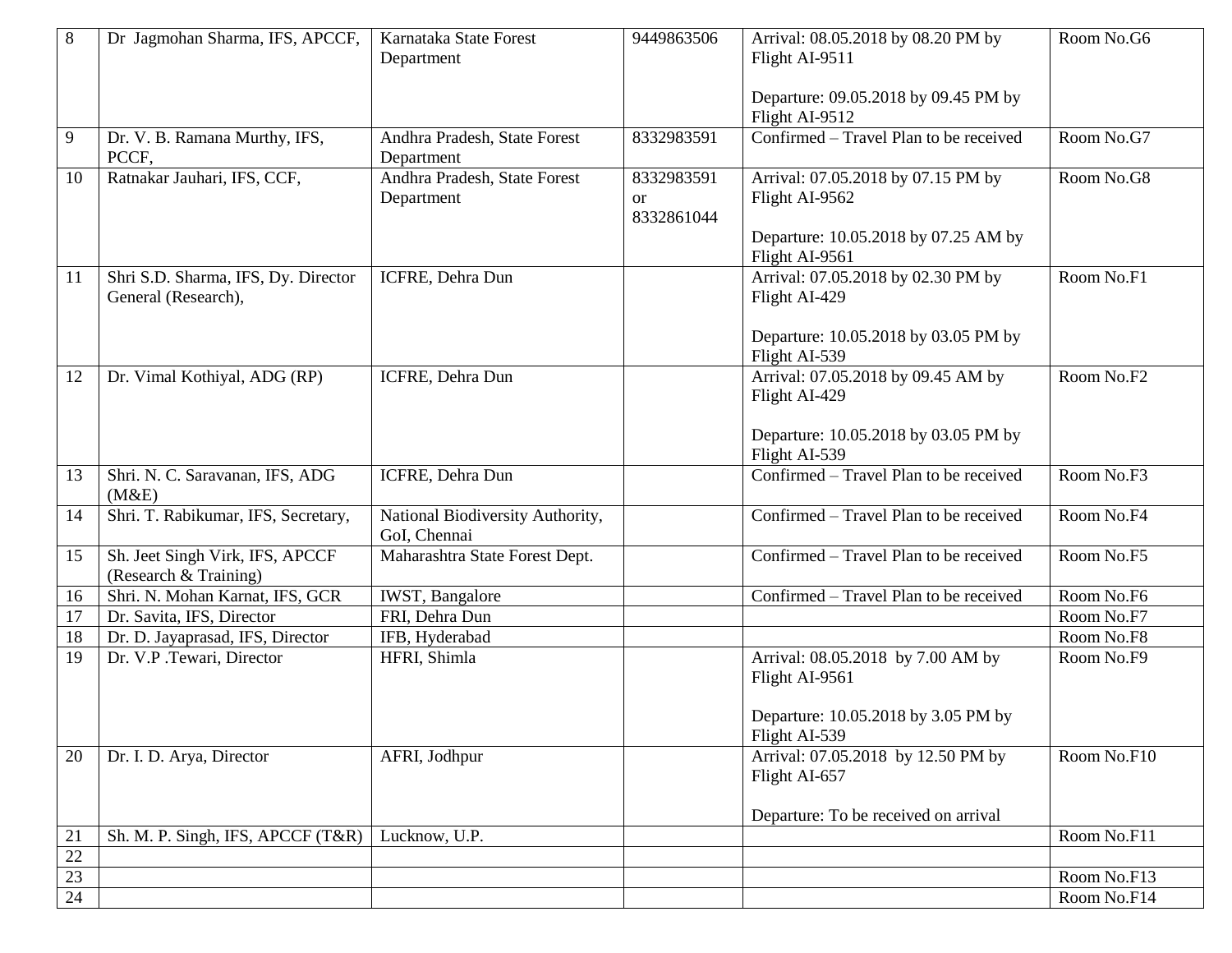| 8 | Dr Jagmohan Sharma, IFS, APCCF, | Karnataka State Forest Department | 9449863506 | Arrival: 08.05.2018 by 08.20 PM by Flight AI-9511<br><br>Departure: 09.05.2018 by 09.45 PM by Flight AI-9512 | Room No.G6 |
|---|---|---|---|---|---|
| 9 | Dr. V. B. Ramana Murthy, IFS, PCCF, | Andhra Pradesh, State Forest Department | 8332983591 | Confirmed – Travel Plan to be received | Room No.G7 |
| 10 | Ratnakar Jauhari, IFS, CCF, | Andhra Pradesh, State Forest Department | 8332983591 or 8332861044 | Arrival: 07.05.2018 by 07.15 PM by Flight AI-9562<br><br>Departure: 10.05.2018 by 07.25 AM by Flight AI-9561 | Room No.G8 |
| 11 | Shri S.D. Sharma, IFS, Dy. Director General (Research), | ICFRE, Dehra Dun | | Arrival: 07.05.2018 by 02.30 PM by Flight AI-429<br><br>Departure: 10.05.2018 by 03.05 PM by Flight AI-539 | Room No.F1 |
| 12 | Dr. Vimal Kothiyal, ADG (RP) | ICFRE, Dehra Dun | | Arrival: 07.05.2018 by 09.45 AM by Flight AI-429<br><br>Departure: 10.05.2018 by 03.05 PM by Flight AI-539 | Room No.F2 |
| 13 | Shri. N. C. Saravanan, IFS, ADG (M&E) | ICFRE, Dehra Dun | | Confirmed – Travel Plan to be received | Room No.F3 |
| 14 | Shri. T. Rabikumar, IFS, Secretary, | National Biodiversity Authority, GoI, Chennai | | Confirmed – Travel Plan to be received | Room No.F4 |
| 15 | Sh. Jeet Singh Virk, IFS, APCCF (Research & Training) | Maharashtra State Forest Dept. | | Confirmed – Travel Plan to be received | Room No.F5 |
| 16 | Shri. N. Mohan Karnat, IFS, GCR | IWST, Bangalore | | Confirmed – Travel Plan to be received | Room No.F6 |
| 17 | Dr. Savita, IFS, Director | FRI, Dehra Dun | | | Room No.F7 |
| 18 | Dr. D. Jayaprasad, IFS, Director | IFB, Hyderabad | | | Room No.F8 |
| 19 | Dr. V.P .Tewari, Director | HFRI, Shimla | | Arrival: 08.05.2018 by 7.00 AM by Flight AI-9561<br><br>Departure: 10.05.2018 by 3.05 PM by Flight AI-539 | Room No.F9 |
| 20 | Dr. I. D. Arya, Director | AFRI, Jodhpur | | Arrival: 07.05.2018 by 12.50 PM by Flight AI-657<br><br>Departure: To be received on arrival | Room No.F10 |
| 21 | Sh. M. P. Singh, IFS, APCCF (T&R) | Lucknow, U.P. | | | Room No.F11 |
| 22 | | | | | |
| 23 | | | | | Room No.F13 |
| 24 | | | | | Room No.F14 |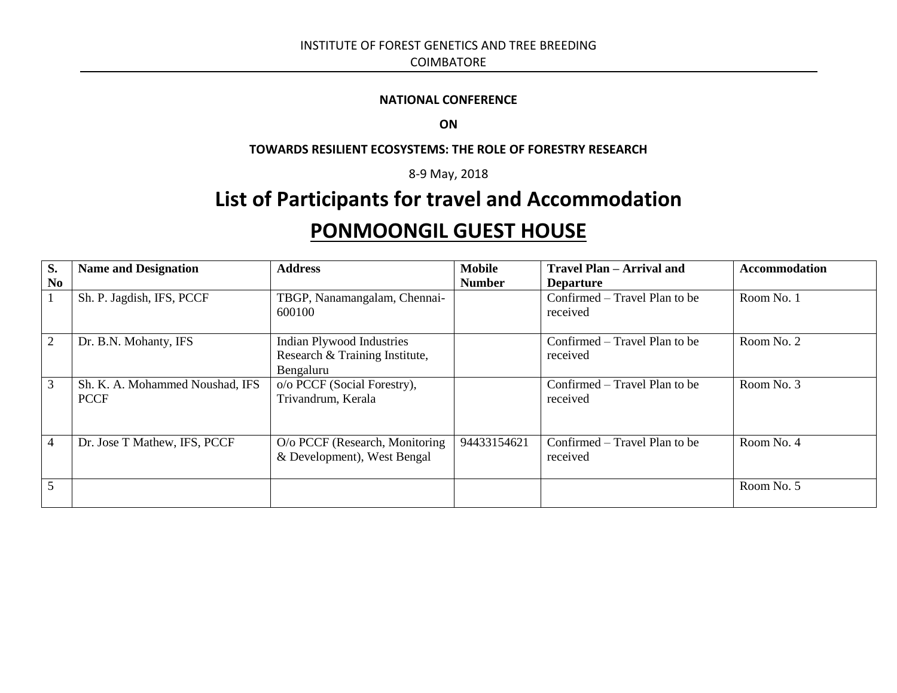INSTITUTE OF FOREST GENETICS AND TREE BREEDING

COIMBATORE

**NATIONAL CONFERENCE**

**ON**

**TOWARDS RESILIENT ECOSYSTEMS: THE ROLE OF FORESTRY RESEARCH**

8-9 May, 2018

# List of Participants for travel and Accommodation

# PONMOONGIL GUEST HOUSE

| S. No | Name and Designation | Address | Mobile Number | Travel Plan – Arrival and Departure | Accommodation |
|---|---|---|---|---|---|
| 1 | Sh. P. Jagdish, IFS, PCCF | TBGP, Nanamangalam, Chennai-600100 | | Confirmed – Travel Plan to be received | Room No. 1 |
| 2 | Dr. B.N. Mohanty, IFS | Indian Plywood Industries Research & Training Institute, Bengaluru | | Confirmed – Travel Plan to be received | Room No. 2 |
| 3 | Sh. K. A. Mohammed Noushad, IFS PCCF | o/o PCCF (Social Forestry), Trivandrum, Kerala | | Confirmed – Travel Plan to be received | Room No. 3 |
| 4 | Dr. Jose T Mathew, IFS, PCCF | O/o PCCF (Research, Monitoring & Development), West Bengal | 94433154621 | Confirmed – Travel Plan to be received | Room No. 4 |
| 5 | | | | | Room No. 5 |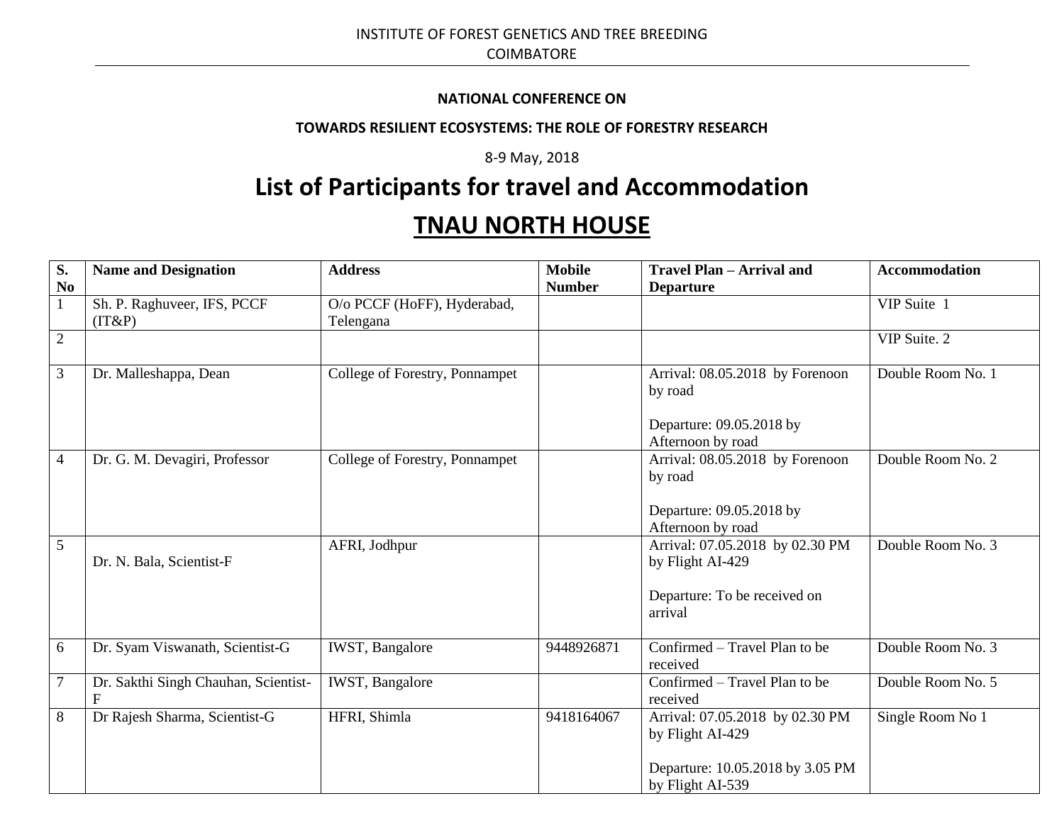INSTITUTE OF FOREST GENETICS AND TREE BREEDING
COIMBATORE

**NATIONAL CONFERENCE ON**

**TOWARDS RESILIENT ECOSYSTEMS: THE ROLE OF FORESTRY RESEARCH**

8-9 May, 2018

# List of Participants for travel and Accommodation

# TNAU NORTH HOUSE

| S. No | Name and Designation | Address | Mobile Number | Travel Plan – Arrival and Departure | Accommodation |
|---|---|---|---|---|---|
| 1 | Sh. P. Raghuveer, IFS, PCCF (IT&P) | O/o PCCF (HoFF), Hyderabad, Telengana | | | VIP Suite 1 |
| 2 | | | | | VIP Suite. 2 |
| 3 | Dr. Malleshappa, Dean | College of Forestry, Ponnampet | | Arrival: 08.05.2018 by Forenoon by road<br><br>Departure: 09.05.2018 by Afternoon by road | Double Room No. 1 |
| 4 | Dr. G. M. Devagiri, Professor | College of Forestry, Ponnampet | | Arrival: 08.05.2018 by Forenoon by road<br><br>Departure: 09.05.2018 by Afternoon by road | Double Room No. 2 |
| 5 | Dr. N. Bala, Scientist-F | AFRI, Jodhpur | | Arrival: 07.05.2018 by 02.30 PM by Flight AI-429<br><br>Departure: To be received on arrival | Double Room No. 3 |
| 6 | Dr. Syam Viswanath, Scientist-G | IWST, Bangalore | 9448926871 | Confirmed – Travel Plan to be received | Double Room No. 3 |
| 7 | Dr. Sakthi Singh Chauhan, Scientist-F | IWST, Bangalore | | Confirmed – Travel Plan to be received | Double Room No. 5 |
| 8 | Dr Rajesh Sharma, Scientist-G | HFRI, Shimla | 9418164067 | Arrival: 07.05.2018 by 02.30 PM by Flight AI-429<br><br>Departure: 10.05.2018 by 3.05 PM by Flight AI-539 | Single Room No 1 |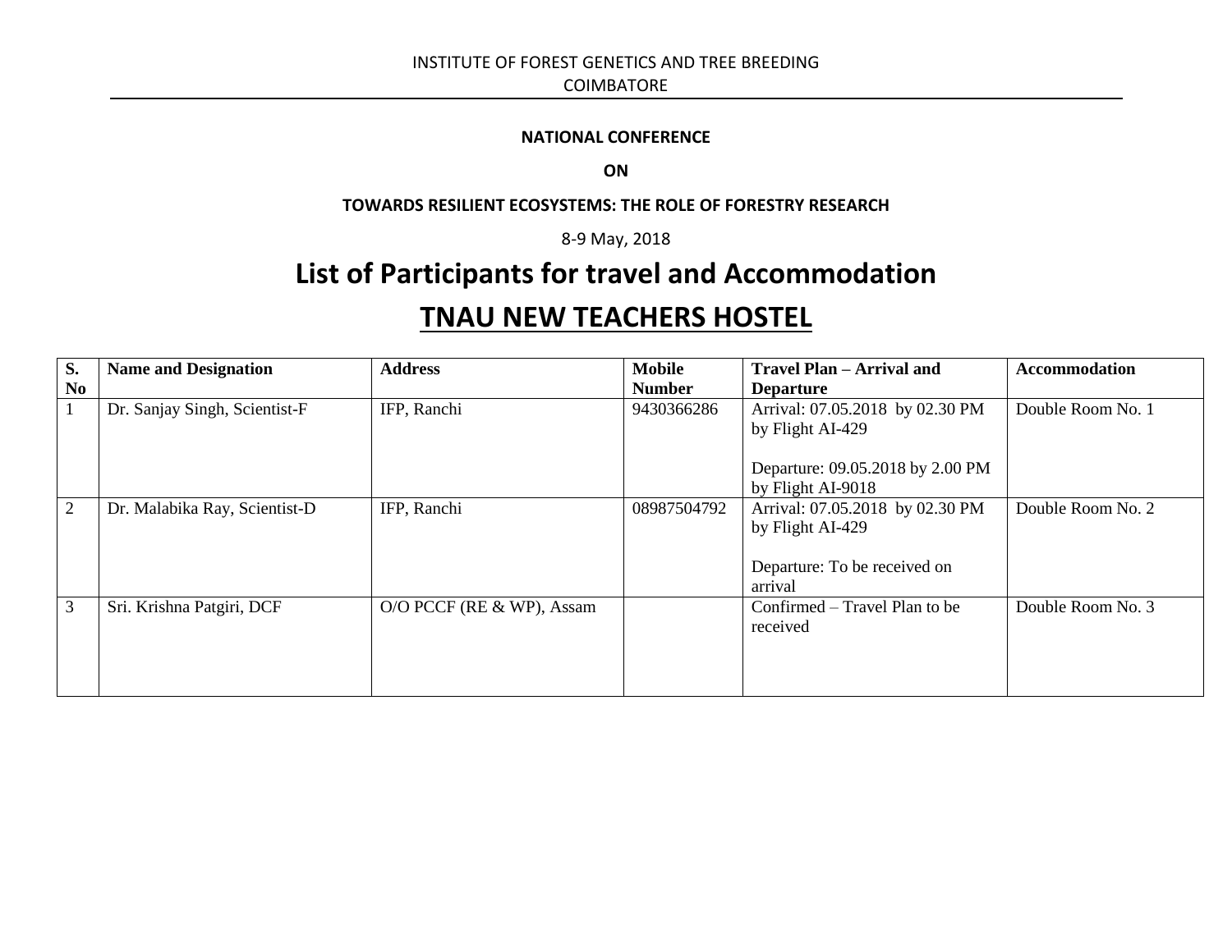INSTITUTE OF FOREST GENETICS AND TREE BREEDING
COIMBATORE

**NATIONAL CONFERENCE**

**ON**

**TOWARDS RESILIENT ECOSYSTEMS: THE ROLE OF FORESTRY RESEARCH**

8-9 May, 2018

# List of Participants for travel and Accommodation

# TNAU NEW TEACHERS HOSTEL

| S. No | Name and Designation | Address | Mobile Number | Travel Plan – Arrival and Departure | Accommodation |
|---|---|---|---|---|---|
| 1 | Dr. Sanjay Singh, Scientist-F | IFP, Ranchi | 9430366286 | Arrival: 07.05.2018 by 02.30 PM by Flight AI-429<br><br>Departure: 09.05.2018 by 2.00 PM by Flight AI-9018 | Double Room No. 1 |
| 2 | Dr. Malabika Ray, Scientist-D | IFP, Ranchi | 08987504792 | Arrival: 07.05.2018 by 02.30 PM by Flight AI-429<br><br>Departure: To be received on arrival | Double Room No. 2 |
| 3 | Sri. Krishna Patgiri, DCF | O/O PCCF (RE & WP), Assam | | Confirmed – Travel Plan to be received | Double Room No. 3 |